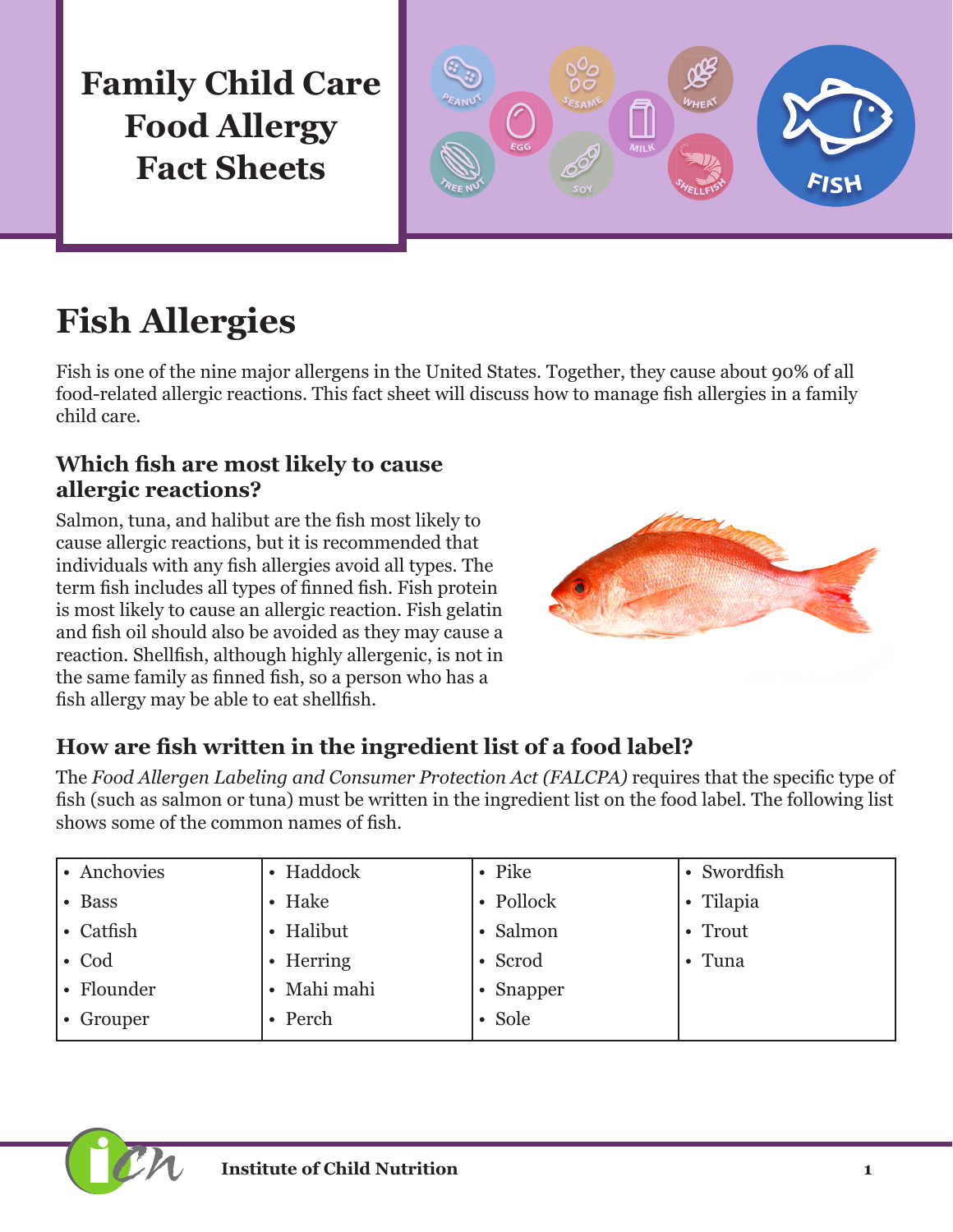# Family Child Care Food Allergy Fact Sheets

## Fish Allergies

Fish is one of the nine major allergens in the United States. Together, they cause about 90% of all food-related allergic reactions. This fact sheet will discuss how to manage fish allergies in a family child care.

### Which fish are most likely to cause allergic reactions?

Salmon, tuna, and halibut are the fish most likely to cause allergic reactions, but it is recommended that individuals with any fish allergies avoid all types. The term fish includes all types of finned fish. Fish protein is most likely to cause an allergic reaction. Fish gelatin and fish oil should also be avoided as they may cause a reaction. Shellfish, although highly allergenic, is not in the same family as finned fish, so a person who has a fish allergy may be able to eat shellfish.

### How are fish written in the ingredient list of a food label?

The *Food Allergen Labeling and Consumer Protection Act (FALCPA)* requires that the specific type of fish (such as salmon or tuna) must be written in the ingredient list on the food label. The following list shows some of the common names of fish.

| | | | |
|---|---|---|---|
| • Anchovies | • Haddock | • Pike | • Swordfish |
| • Bass | • Hake | • Pollock | • Tilapia |
| • Catfish | • Halibut | • Salmon | • Trout |
| • Cod | • Herring | • Scrod | • Tuna |
| • Flounder | • Mahi mahi | • Snapper | |
| • Grouper | • Perch | • Sole | |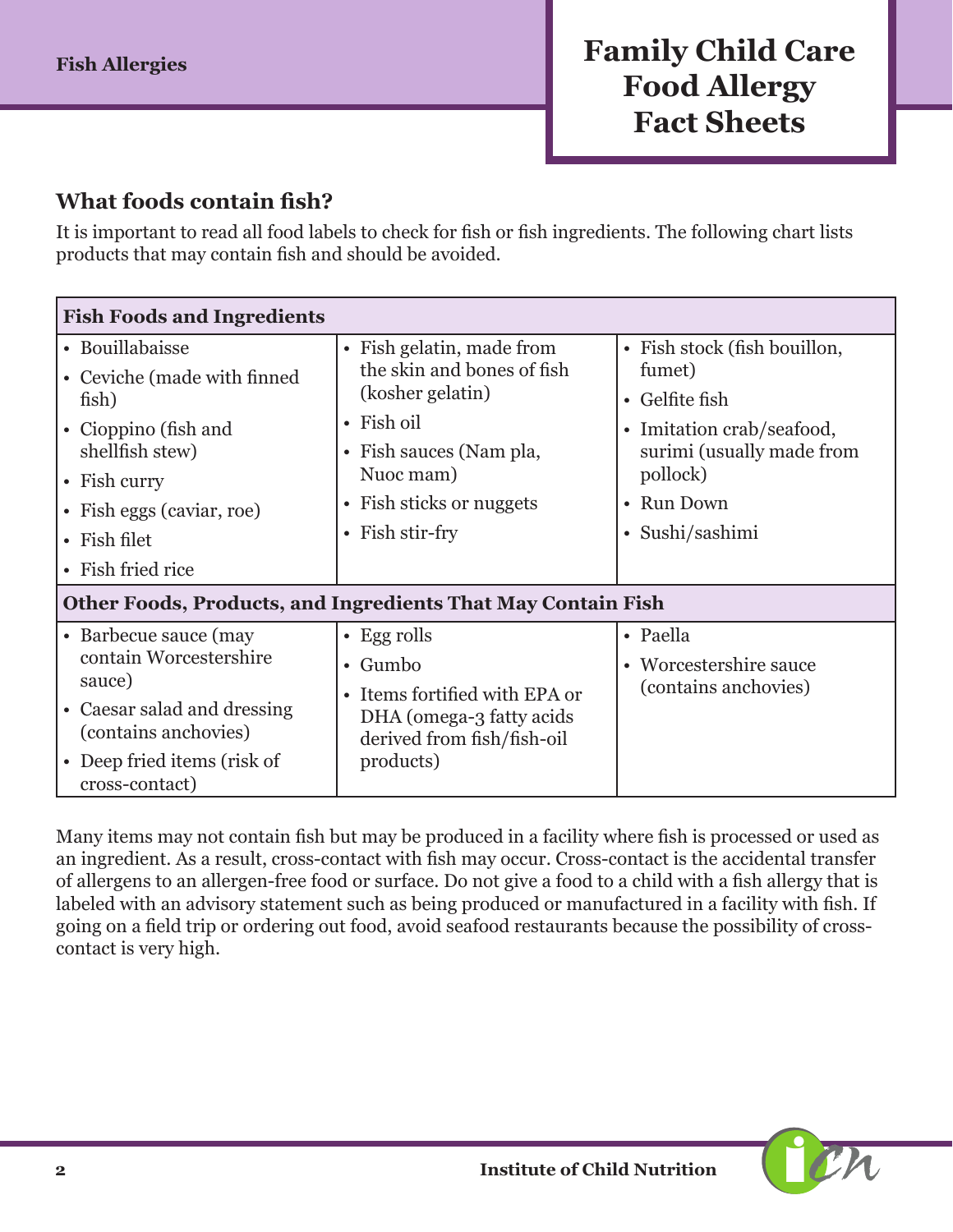## What foods contain fish?

It is important to read all food labels to check for fish or fish ingredients. The following chart lists products that may contain fish and should be avoided.

| Fish Foods and Ingredients | | |
|---|---|---|
| • Bouillabaisse<br>• Ceviche (made with finned fish)<br>• Cioppino (fish and shellfish stew)<br>• Fish curry<br>• Fish eggs (caviar, roe)<br>• Fish filet<br>• Fish fried rice | • Fish gelatin, made from the skin and bones of fish (kosher gelatin)<br>• Fish oil<br>• Fish sauces (Nam pla, Nuoc mam)<br>• Fish sticks or nuggets<br>• Fish stir-fry | • Fish stock (fish bouillon, fumet)<br>• Gelfite fish<br>• Imitation crab/seafood, surimi (usually made from pollock)<br>• Run Down<br>• Sushi/sashimi |
| **Other Foods, Products, and Ingredients That May Contain Fish** | | |
| • Barbecue sauce (may contain Worcestershire sauce)<br>• Caesar salad and dressing (contains anchovies)<br>• Deep fried items (risk of cross-contact) | • Egg rolls<br>• Gumbo<br>• Items fortified with EPA or DHA (omega-3 fatty acids derived from fish/fish-oil products) | • Paella<br>• Worcestershire sauce (contains anchovies) |

Many items may not contain fish but may be produced in a facility where fish is processed or used as an ingredient. As a result, cross-contact with fish may occur. Cross-contact is the accidental transfer of allergens to an allergen-free food or surface. Do not give a food to a child with a fish allergy that is labeled with an advisory statement such as being produced or manufactured in a facility with fish. If going on a field trip or ordering out food, avoid seafood restaurants because the possibility of cross-contact is very high.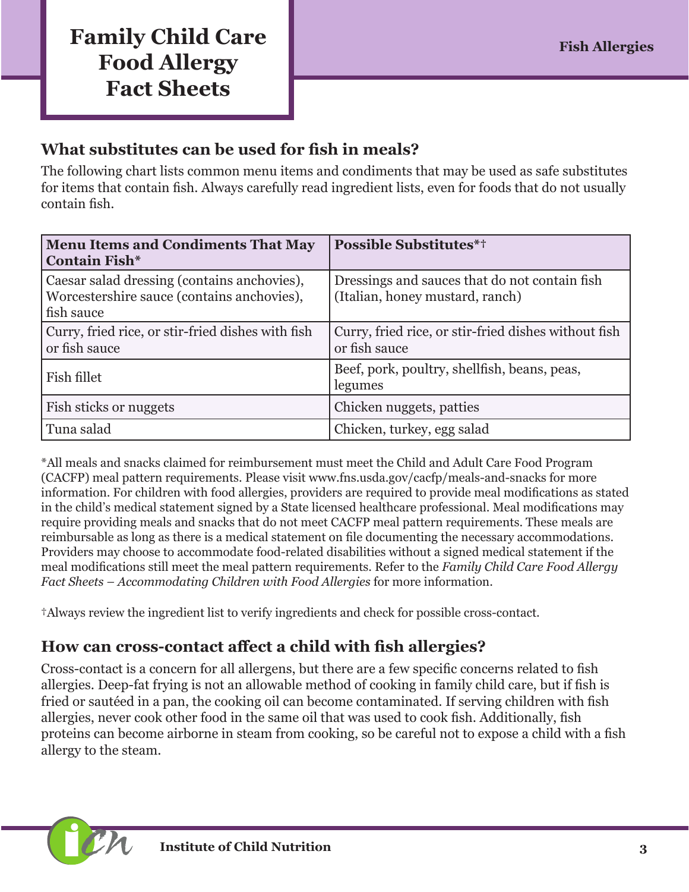## What substitutes can be used for fish in meals?

The following chart lists common menu items and condiments that may be used as safe substitutes for items that contain fish. Always carefully read ingredient lists, even for foods that do not usually contain fish.

| Menu Items and Condiments That May Contain Fish* | Possible Substitutes*† |
|---|---|
| Caesar salad dressing (contains anchovies), Worcestershire sauce (contains anchovies), fish sauce | Dressings and sauces that do not contain fish (Italian, honey mustard, ranch) |
| Curry, fried rice, or stir-fried dishes with fish or fish sauce | Curry, fried rice, or stir-fried dishes without fish or fish sauce |
| Fish fillet | Beef, pork, poultry, shellfish, beans, peas, legumes |
| Fish sticks or nuggets | Chicken nuggets, patties |
| Tuna salad | Chicken, turkey, egg salad |

*All meals and snacks claimed for reimbursement must meet the Child and Adult Care Food Program (CACFP) meal pattern requirements. Please visit www.fns.usda.gov/cacfp/meals-and-snacks for more information. For children with food allergies, providers are required to provide meal modifications as stated in the child's medical statement signed by a State licensed healthcare professional. Meal modifications may require providing meals and snacks that do not meet CACFP meal pattern requirements. These meals are reimbursable as long as there is a medical statement on file documenting the necessary accommodations. Providers may choose to accommodate food-related disabilities without a signed medical statement if the meal modifications still meet the meal pattern requirements. Refer to the *Family Child Care Food Allergy Fact Sheets – Accommodating Children with Food Allergies* for more information.

†Always review the ingredient list to verify ingredients and check for possible cross-contact.

## How can cross-contact affect a child with fish allergies?

Cross-contact is a concern for all allergens, but there are a few specific concerns related to fish allergies. Deep-fat frying is not an allowable method of cooking in family child care, but if fish is fried or sautéed in a pan, the cooking oil can become contaminated. If serving children with fish allergies, never cook other food in the same oil that was used to cook fish. Additionally, fish proteins can become airborne in steam from cooking, so be careful not to expose a child with a fish allergy to the steam.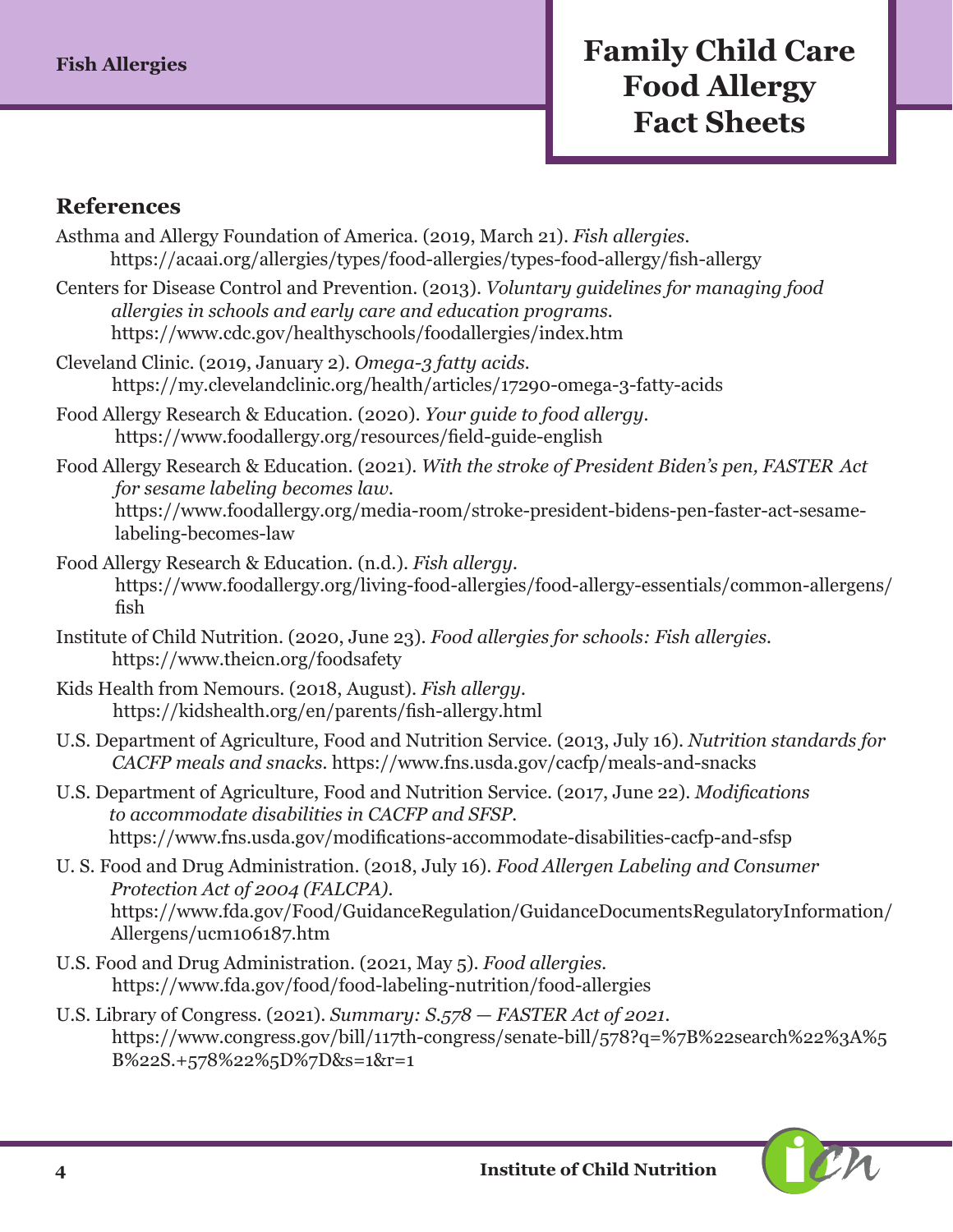## References

Asthma and Allergy Foundation of America. (2019, March 21). *Fish allergies*. https://acaai.org/allergies/types/food-allergies/types-food-allergy/fish-allergy

Centers for Disease Control and Prevention. (2013). *Voluntary guidelines for managing food allergies in schools and early care and education programs*. https://www.cdc.gov/healthyschools/foodallergies/index.htm

Cleveland Clinic. (2019, January 2). *Omega-3 fatty acids*. https://my.clevelandclinic.org/health/articles/17290-omega-3-fatty-acids

Food Allergy Research & Education. (2020). *Your guide to food allergy*. https://www.foodallergy.org/resources/field-guide-english

Food Allergy Research & Education. (2021). *With the stroke of President Biden's pen, FASTER Act for sesame labeling becomes law*. https://www.foodallergy.org/media-room/stroke-president-bidens-pen-faster-act-sesame-labeling-becomes-law

Food Allergy Research & Education. (n.d.). *Fish allergy*. https://www.foodallergy.org/living-food-allergies/food-allergy-essentials/common-allergens/fish

Institute of Child Nutrition. (2020, June 23). *Food allergies for schools: Fish allergies*. https://www.theicn.org/foodsafety

Kids Health from Nemours. (2018, August). *Fish allergy*. https://kidshealth.org/en/parents/fish-allergy.html

U.S. Department of Agriculture, Food and Nutrition Service. (2013, July 16). *Nutrition standards for CACFP meals and snacks*. https://www.fns.usda.gov/cacfp/meals-and-snacks

U.S. Department of Agriculture, Food and Nutrition Service. (2017, June 22). *Modifications to accommodate disabilities in CACFP and SFSP*. https://www.fns.usda.gov/modifications-accommodate-disabilities-cacfp-and-sfsp

U. S. Food and Drug Administration. (2018, July 16). *Food Allergen Labeling and Consumer Protection Act of 2004 (FALCPA)*. https://www.fda.gov/Food/GuidanceRegulation/GuidanceDocumentsRegulatoryInformation/Allergens/ucm106187.htm

U.S. Food and Drug Administration. (2021, May 5). *Food allergies*. https://www.fda.gov/food/food-labeling-nutrition/food-allergies

U.S. Library of Congress. (2021). *Summary: S.578 — FASTER Act of 2021*. https://www.congress.gov/bill/117th-congress/senate-bill/578?q=%7B%22search%22%3A%5B%22S.+578%22%5D%7D&s=1&r=1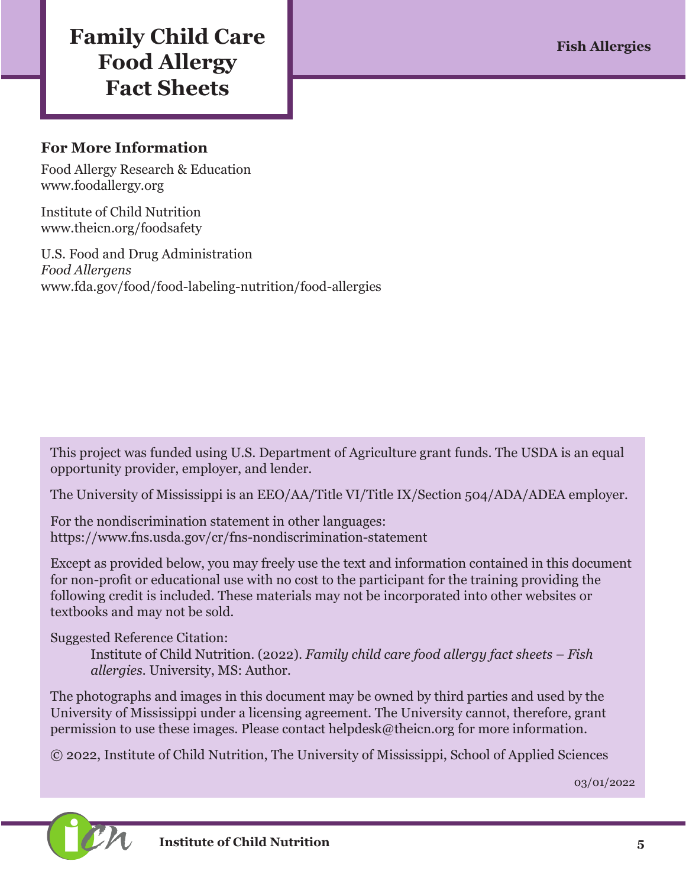## For More Information

Food Allergy Research & Education
www.foodallergy.org

Institute of Child Nutrition
www.theicn.org/foodsafety

U.S. Food and Drug Administration
*Food Allergens*
www.fda.gov/food/food-labeling-nutrition/food-allergies

This project was funded using U.S. Department of Agriculture grant funds. The USDA is an equal opportunity provider, employer, and lender.

The University of Mississippi is an EEO/AA/Title VI/Title IX/Section 504/ADA/ADEA employer.

For the nondiscrimination statement in other languages:
https://www.fns.usda.gov/cr/fns-nondiscrimination-statement

Except as provided below, you may freely use the text and information contained in this document for non-profit or educational use with no cost to the participant for the training providing the following credit is included. These materials may not be incorporated into other websites or textbooks and may not be sold.

Suggested Reference Citation:

Institute of Child Nutrition. (2022). *Family child care food allergy fact sheets – Fish allergies.* University, MS: Author.

The photographs and images in this document may be owned by third parties and used by the University of Mississippi under a licensing agreement. The University cannot, therefore, grant permission to use these images. Please contact helpdesk@theicn.org for more information.

© 2022, Institute of Child Nutrition, The University of Mississippi, School of Applied Sciences

03/01/2022